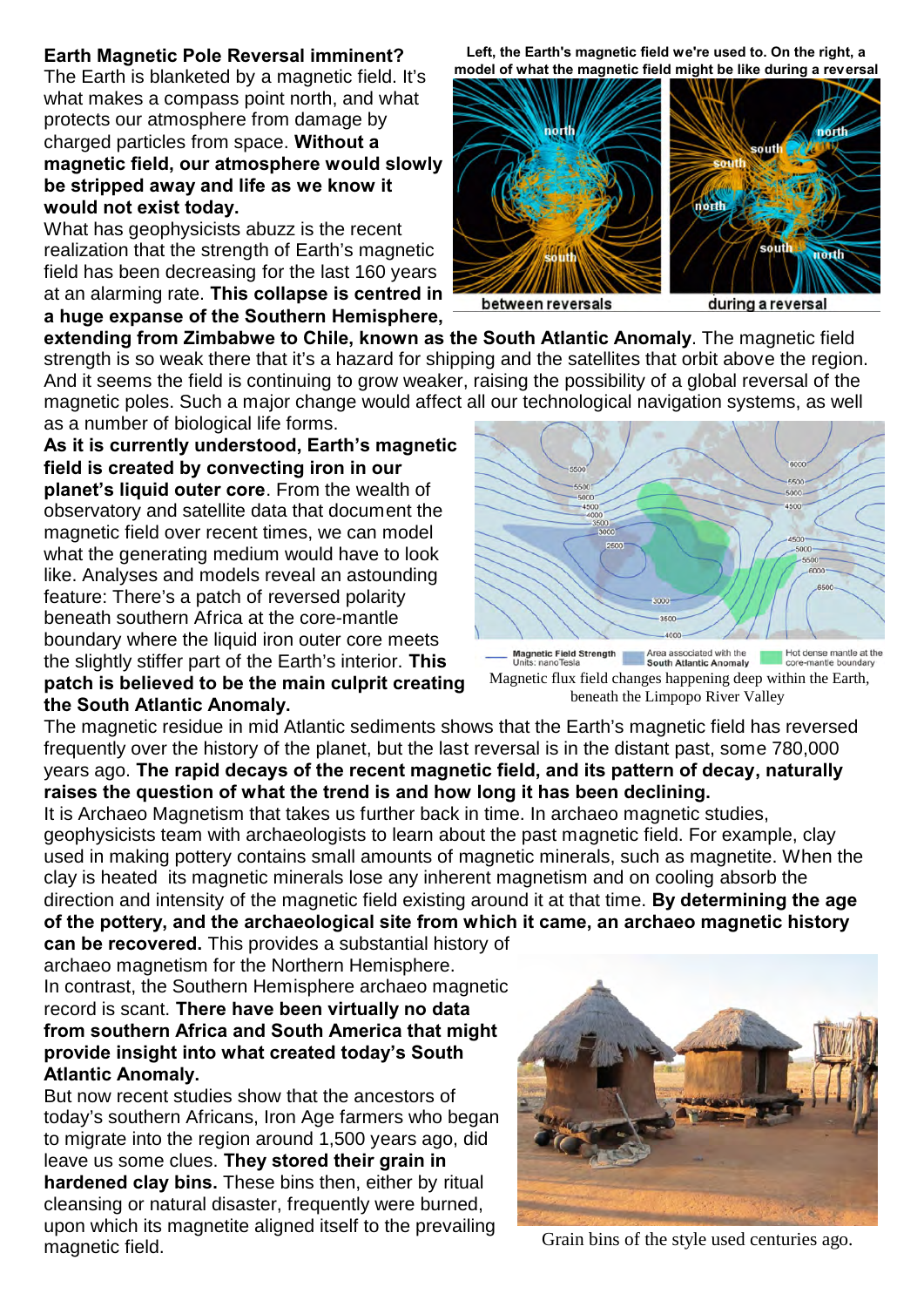## Earth Magnetic Pole Reversal imminent?

The Earth is blanketed by a magnetic field. It's what makes a compass point north, and what protects our atmosphere from damage by charged particles from space. **Without a magnetic field, our atmosphere would slowly be stripped away and life as we know it would not exist today.**

What has geophysicists abuzz is the recent realization that the strength of Earth's magnetic field has been decreasing for the last 160 years at an alarming rate. **This collapse is centred in a huge expanse of the Southern Hemisphere, extending from Zimbabwe to Chile, known as the South Atlantic Anomaly**. The magnetic field strength is so weak that there that it's a hazard for shipping and the satellites that orbit above the region. And it seems the field is continuing to grow weaker, raising the possibility of a global reversal of the magnetic poles. Such a major change would affect all our technological navigation systems, as well as a number of biological life forms.

**Left, the Earth's magnetic field we're used to. On the right, a model of what the magnetic field might be like during a reversal**

between reversals — during a reversal

**As it is currently understood, Earth's magnetic field is created by convecting iron in our planet's liquid outer core**. From the wealth of observatory and satellite data that document the magnetic field over recent times, we can model what the generating medium would have to look like. Analyses and models reveal an astounding feature: There's a patch of reversed polarity beneath southern Africa at the core-mantle boundary where the liquid iron outer core meets the slightly stiffer part of the Earth's interior. **This patch is believed to be the main culprit creating the South Atlantic Anomaly.**

Magnetic Field Strength (Units: nanoTesla) — Area associated with the South Atlantic Anomaly — Hot dense mantle at the core-mantle boundary

Magnetic flux field changes happening deep within the Earth, beneath the Limpopo River Valley

The magnetic residue in mid Atlantic sediments shows that the Earth's magnetic field has reversed frequently over the history of the planet, but the last reversal is in the distant past, some 780,000 years ago. **The rapid decays of the recent magnetic field, and its pattern of decay, naturally raises the question of what the trend is and how long it has been declining.**

It is Archaeo Magnetism that takes us further back in time. In archaeo magnetic studies, geophysicists team with archaeologists to learn about the past magnetic field. For example, clay used in making pottery contains small amounts of magnetic minerals, such as magnetite. When the clay is heated its magnetic minerals lose any inherent magnetism and on cooling absorb the direction and intensity of the magnetic field existing around it at that time. **By determining the age of the pottery, and the archaeological site from which it came, an archaeo magnetic history can be recovered.** This provides a substantial history of archaeo magnetism for the Northern Hemisphere.

In contrast, the Southern Hemisphere archaeo magnetic record is scant. **There have been virtually no data from southern Africa and South America that might provide insight into what created today's South Atlantic Anomaly.**

But now recent studies show that the ancestors of today's southern Africans, Iron Age farmers who began to migrate into the region around 1,500 years ago, did leave us some clues. **They stored their grain in hardened clay bins.** These bins then, either by ritual cleansing or natural disaster, frequently were burned, upon which its magnetite aligned itself to the prevailing magnetic field.

Grain bins of the style used centuries ago.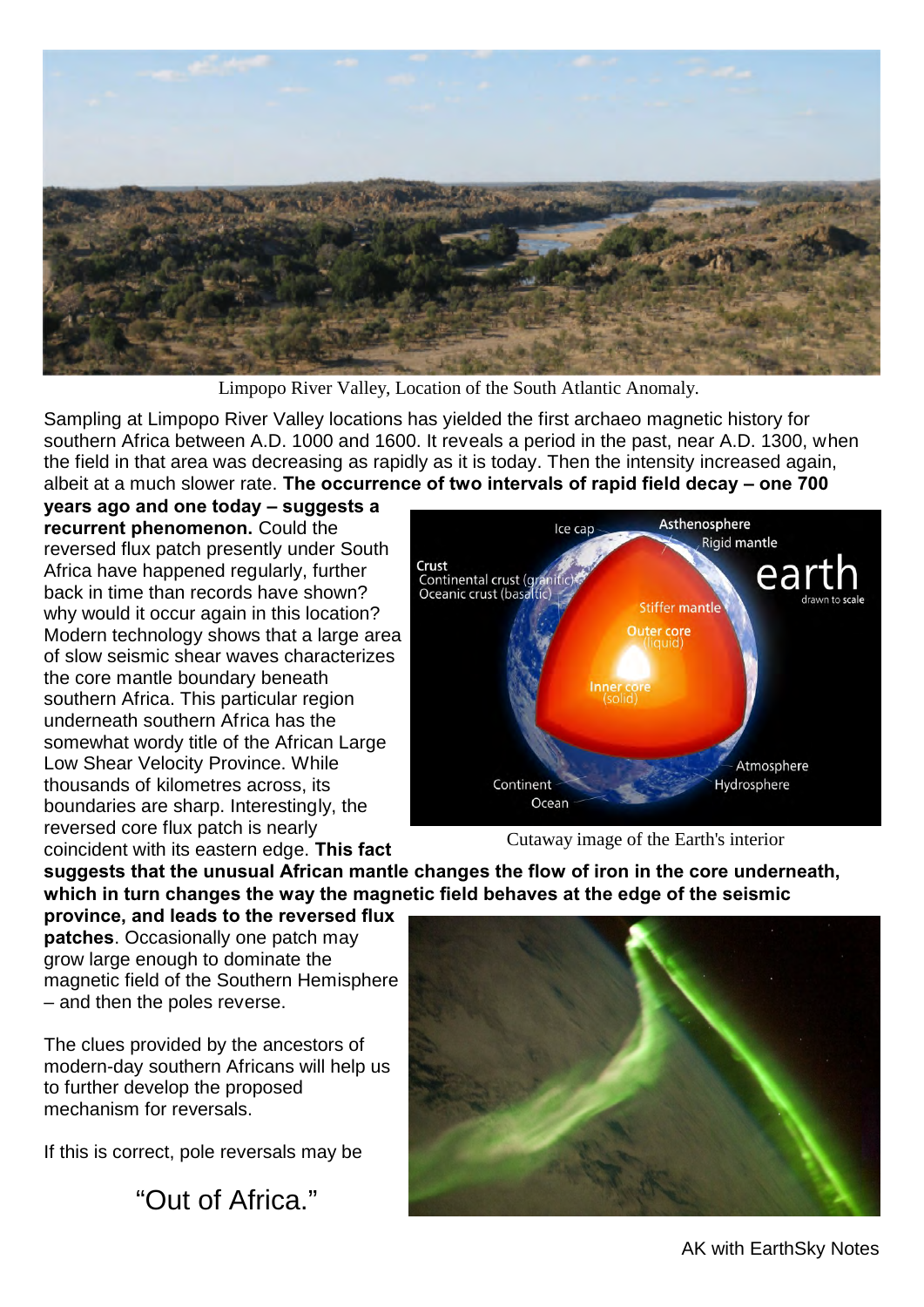Limpopo River Valley, Location of the South Atlantic Anomaly.

Sampling at Limpopo River Valley locations has yielded the first archaeo magnetic history for southern Africa between A.D. 1000 and 1600. It reveals a period in the past, near A.D. 1300, when the field in that area was decreasing as rapidly as it is today. Then the intensity increased again, albeit at a much slower rate. **The occurrence of two intervals of rapid field decay – one 700 years ago and one today – suggests a recurrent phenomenon.** Could the reversed flux patch presently under South Africa have happened regularly, further back in time than records have shown? why would it occur again in this location? Modern technology shows that a large area of slow seismic shear waves characterizes the core mantle boundary beneath southern Africa. This particular region underneath southern Africa has the somewhat wordy title of the African Large Low Shear Velocity Province. While thousands of kilometres across, its boundaries are sharp. Interestingly, the reversed core flux patch is nearly coincident with its eastern edge. **This fact suggests that the unusual African mantle changes the flow of iron in the core underneath, which in turn changes the way the magnetic field behaves at the edge of the seismic province, and leads to the reversed flux patches**. Occasionally one patch may grow large enough to dominate the magnetic field of the Southern Hemisphere – and then the poles reverse.

Cutaway image of the Earth's interior

The clues provided by the ancestors of modern-day southern Africans will help us to further develop the proposed mechanism for reversals.

If this is correct, pole reversals may be

"Out of Africa."

AK with EarthSky Notes